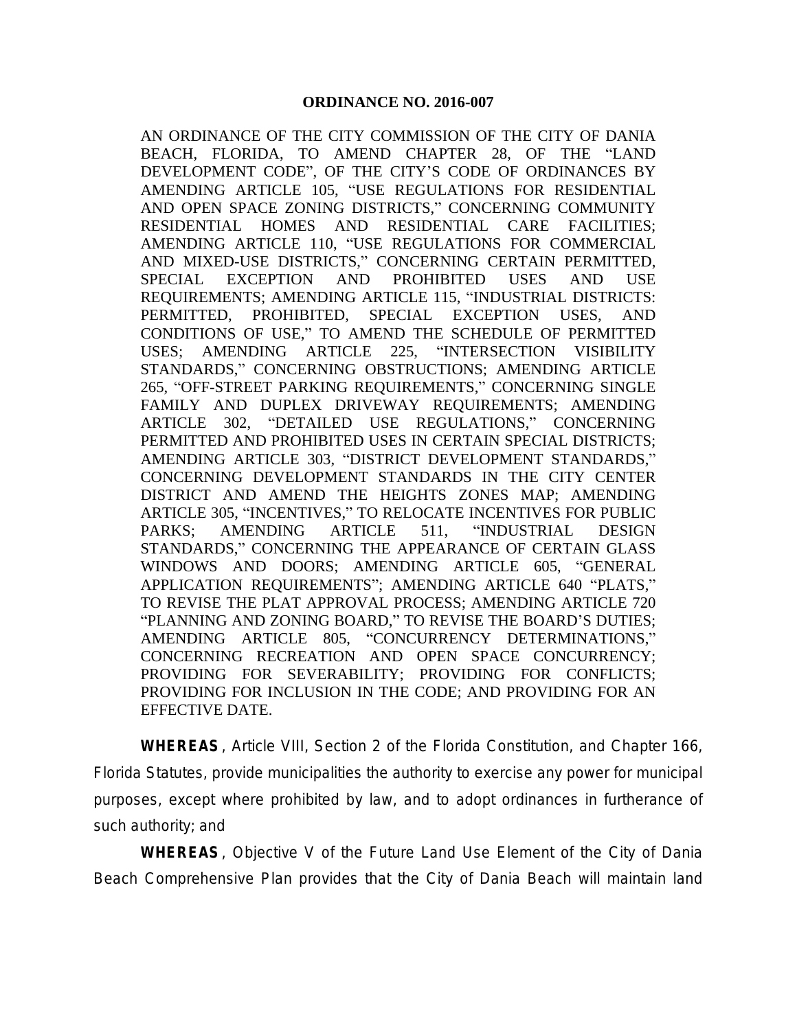# ORDINANCE NO. 2016-007

AN ORDINANCE OF THE CITY COMMISSION OF THE CITY OF DANIA BEACH, FLORIDA, TO AMEND CHAPTER 28, OF THE "LAND DEVELOPMENT CODE", OF THE CITY'S CODE OF ORDINANCES BY AMENDING ARTICLE 105, "USE REGULATIONS FOR RESIDENTIAL AND OPEN SPACE ZONING DISTRICTS," CONCERNING COMMUNITY RESIDENTIAL HOMES AND RESIDENTIAL CARE FACILITIES; AMENDING ARTICLE 110, "USE REGULATIONS FOR COMMERCIAL AND MIXED-USE DISTRICTS," CONCERNING CERTAIN PERMITTED, SPECIAL EXCEPTION AND PROHIBITED USES AND USE REQUIREMENTS; AMENDING ARTICLE 115, "INDUSTRIAL DISTRICTS: PERMITTED, PROHIBITED, SPECIAL EXCEPTION USES, AND CONDITIONS OF USE," TO AMEND THE SCHEDULE OF PERMITTED USES; AMENDING ARTICLE 225, "INTERSECTION VISIBILITY STANDARDS," CONCERNING OBSTRUCTIONS; AMENDING ARTICLE 265, "OFF-STREET PARKING REQUIREMENTS," CONCERNING SINGLE FAMILY AND DUPLEX DRIVEWAY REQUIREMENTS; AMENDING ARTICLE 302, "DETAILED USE REGULATIONS," CONCERNING PERMITTED AND PROHIBITED USES IN CERTAIN SPECIAL DISTRICTS; AMENDING ARTICLE 303, "DISTRICT DEVELOPMENT STANDARDS," CONCERNING DEVELOPMENT STANDARDS IN THE CITY CENTER DISTRICT AND AMEND THE HEIGHTS ZONES MAP; AMENDING ARTICLE 305, "INCENTIVES," TO RELOCATE INCENTIVES FOR PUBLIC PARKS; AMENDING ARTICLE 511, "INDUSTRIAL DESIGN STANDARDS," CONCERNING THE APPEARANCE OF CERTAIN GLASS WINDOWS AND DOORS; AMENDING ARTICLE 605, "GENERAL APPLICATION REQUIREMENTS"; AMENDING ARTICLE 640 "PLATS," TO REVISE THE PLAT APPROVAL PROCESS; AMENDING ARTICLE 720 "PLANNING AND ZONING BOARD," TO REVISE THE BOARD'S DUTIES; AMENDING ARTICLE 805, "CONCURRENCY DETERMINATIONS," CONCERNING RECREATION AND OPEN SPACE CONCURRENCY; PROVIDING FOR SEVERABILITY; PROVIDING FOR CONFLICTS; PROVIDING FOR INCLUSION IN THE CODE; AND PROVIDING FOR AN EFFECTIVE DATE.

**WHEREAS**, Article VIII, Section 2 of the Florida Constitution, and Chapter 166, Florida Statutes, provide municipalities the authority to exercise any power for municipal purposes, except where prohibited by law, and to adopt ordinances in furtherance of such authority; and

**WHEREAS**, Objective V of the Future Land Use Element of the City of Dania Beach Comprehensive Plan provides that the City of Dania Beach will maintain land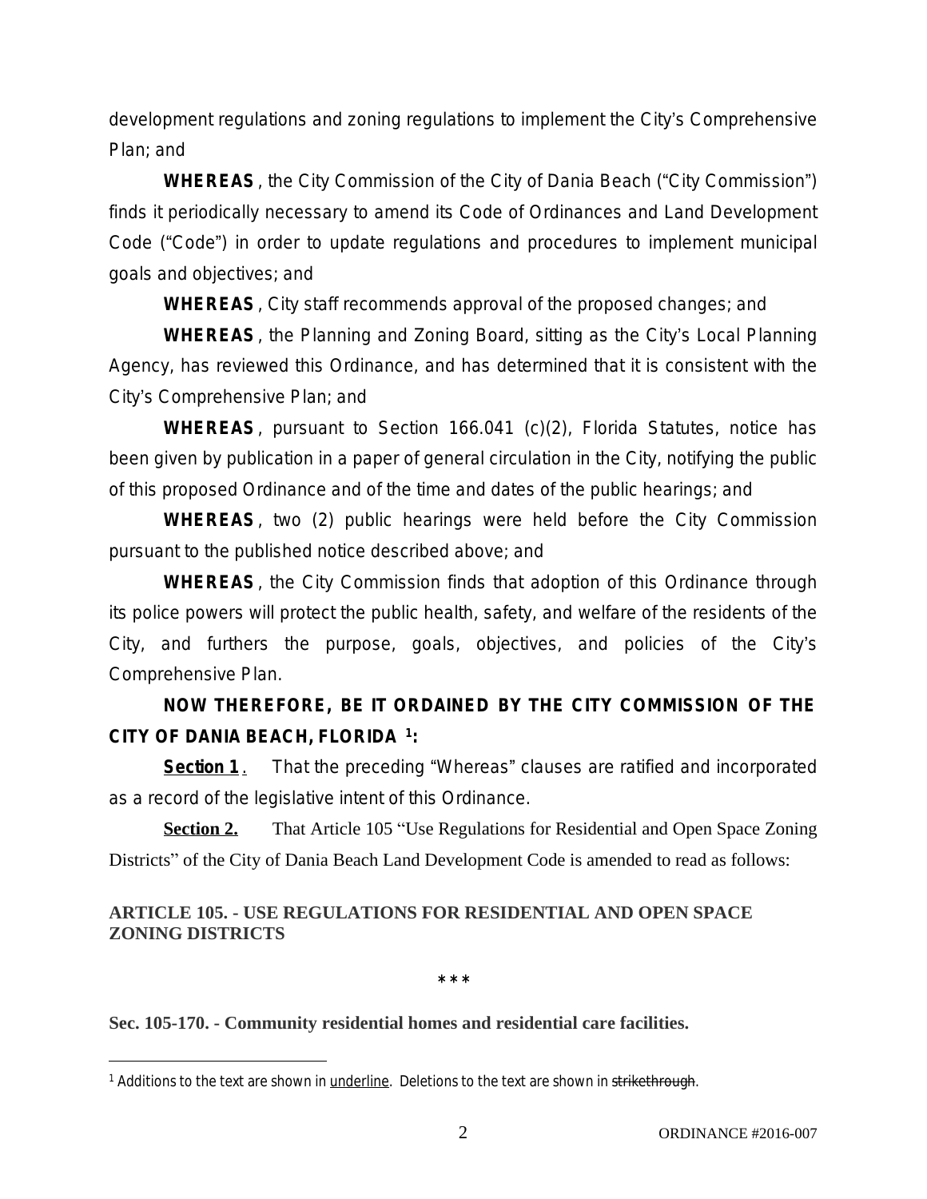development regulations and zoning regulations to implement the City's Comprehensive Plan; and

**WHEREAS**, the City Commission of the City of Dania Beach ("City Commission") finds it periodically necessary to amend its Code of Ordinances and Land Development Code ("Code") in order to update regulations and procedures to implement municipal goals and objectives; and

**WHEREAS**, City staff recommends approval of the proposed changes; and

**WHEREAS**, the Planning and Zoning Board, sitting as the City's Local Planning Agency, has reviewed this Ordinance, and has determined that it is consistent with the City's Comprehensive Plan; and

**WHEREAS**, pursuant to Section 166.041 (c)(2), Florida Statutes, notice has been given by publication in a paper of general circulation in the City, notifying the public of this proposed Ordinance and of the time and dates of the public hearings; and

**WHEREAS**, two (2) public hearings were held before the City Commission pursuant to the published notice described above; and

**WHEREAS**, the City Commission finds that adoption of this Ordinance through its police powers will protect the public health, safety, and welfare of the residents of the City, and furthers the purpose, goals, objectives, and policies of the City's Comprehensive Plan.

**NOW THEREFORE, BE IT ORDAINED BY THE CITY COMMISSION OF THE CITY OF DANIA BEACH, FLORIDA [1]:**

**Section 1**. That the preceding "Whereas" clauses are ratified and incorporated as a record of the legislative intent of this Ordinance.

**Section 2.** That Article 105 "Use Regulations for Residential and Open Space Zoning Districts" of the City of Dania Beach Land Development Code is amended to read as follows:

### ARTICLE 105. - USE REGULATIONS FOR RESIDENTIAL AND OPEN SPACE ZONING DISTRICTS

\* \* \*

**Sec. 105-170. - Community residential homes and residential care facilities.**

[1] Additions to the text are shown in underline. Deletions to the text are shown in ~~strikethrough~~.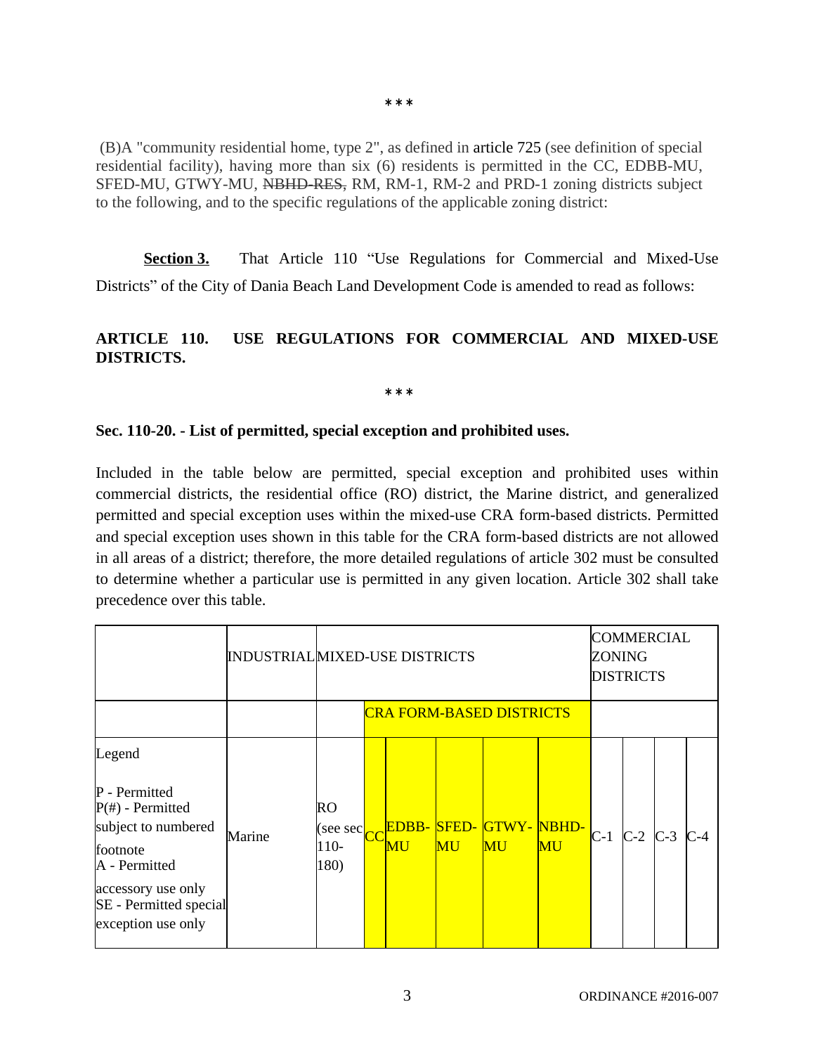\* \* \*

(B)A "community residential home, type 2", as defined in article 725 (see definition of special residential facility), having more than six (6) residents is permitted in the CC, EDBB-MU, SFED-MU, GTWY-MU, ~~NBHD-RES,~~ RM, RM-1, RM-2 and PRD-1 zoning districts subject to the following, and to the specific regulations of the applicable zoning district:

**<u>Section 3.</u>** That Article 110 "Use Regulations for Commercial and Mixed-Use Districts" of the City of Dania Beach Land Development Code is amended to read as follows:

**ARTICLE 110. USE REGULATIONS FOR COMMERCIAL AND MIXED-USE DISTRICTS.**

\* \* \*

**Sec. 110-20. - List of permitted, special exception and prohibited uses.**

Included in the table below are permitted, special exception and prohibited uses within commercial districts, the residential office (RO) district, the Marine district, and generalized permitted and special exception uses within the mixed-use CRA form-based districts. Permitted and special exception uses shown in this table for the CRA form-based districts are not allowed in all areas of a district; therefore, the more detailed regulations of article 302 must be consulted to determine whether a particular use is permitted in any given location. Article 302 shall take precedence over this table.

| | INDUSTRIAL | MIXED-USE DISTRICTS | | | | | | COMMERCIAL ZONING DISTRICTS | | | |
|---|---|---|---|---|---|---|---|---|---|---|---|
| | | | CRA FORM-BASED DISTRICTS | | | | | | | | |
| Legend<br>P - Permitted<br>P(#) - Permitted subject to numbered footnote<br>A - Permitted accessory use only<br>SE - Permitted special exception use only | Marine | RO (see sec 110-180) | CC | EDBB-MU | SFED-MU | GTWY-MU | NBHD-MU | C-1 | C-2 | C-3 | C-4 |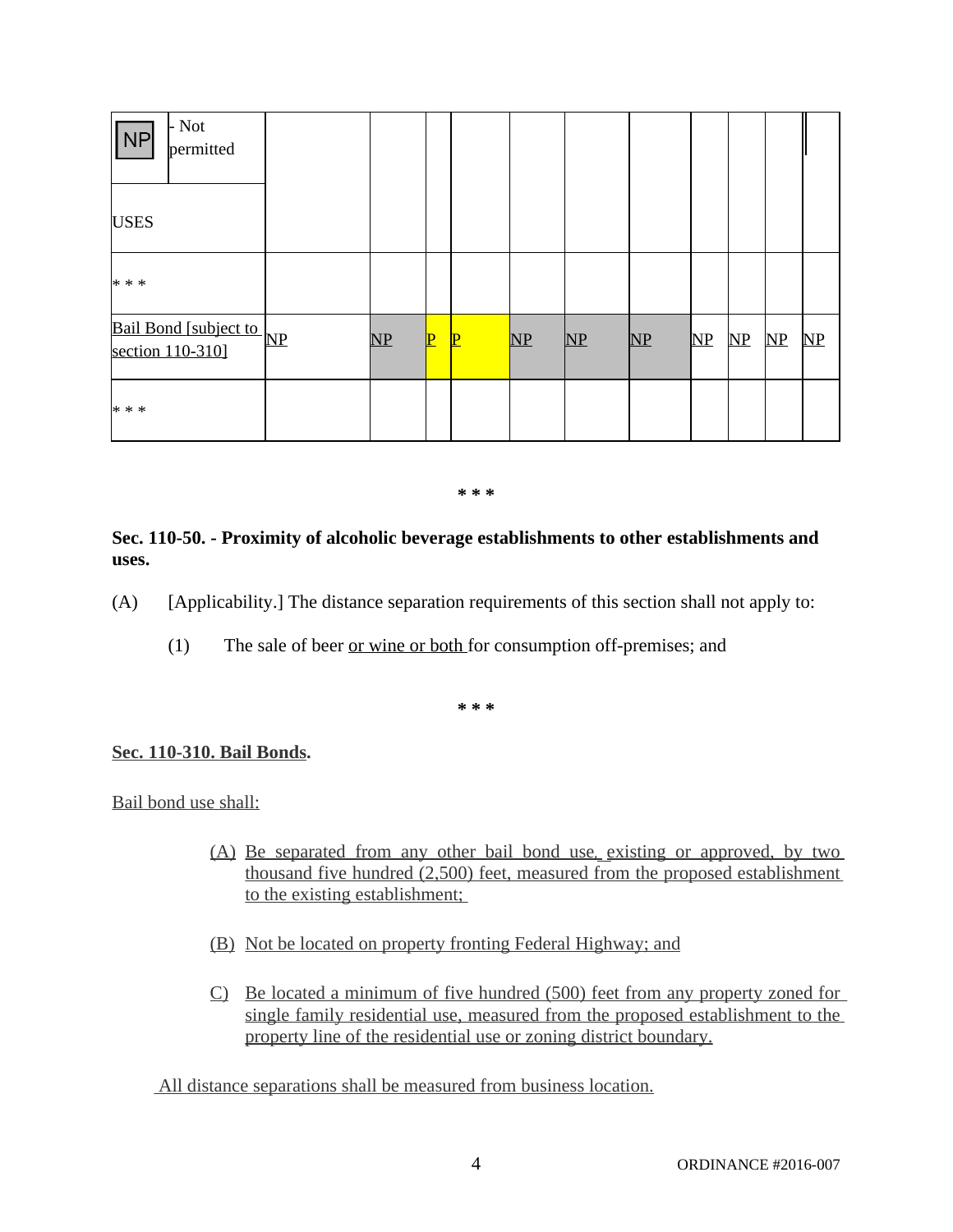| NP - Not permitted | | | | | | | | | | | |
|---|---|---|---|---|---|---|---|---|---|---|---|
| USES | | | | | | | | | | | |
| * * * | | | | | | | | | | | |
| Bail Bond [subject to section 110-310] | NP | NP | P | P | NP | NP | NP | NP | NP | NP | NP |
| * * * | | | | | | | | | | | |

* * *

**Sec. 110-50. - Proximity of alcoholic beverage establishments to other establishments and uses.**

(A) [Applicability.] The distance separation requirements of this section shall not apply to:

(1) The sale of beer or wine or both for consumption off-premises; and

* * *

**Sec. 110-310. Bail Bonds.**

Bail bond use shall:

(A) Be separated from any other bail bond use, existing or approved, by two thousand five hundred (2,500) feet, measured from the proposed establishment to the existing establishment;

(B) Not be located on property fronting Federal Highway; and

C) Be located a minimum of five hundred (500) feet from any property zoned for single family residential use, measured from the proposed establishment to the property line of the residential use or zoning district boundary.

All distance separations shall be measured from business location.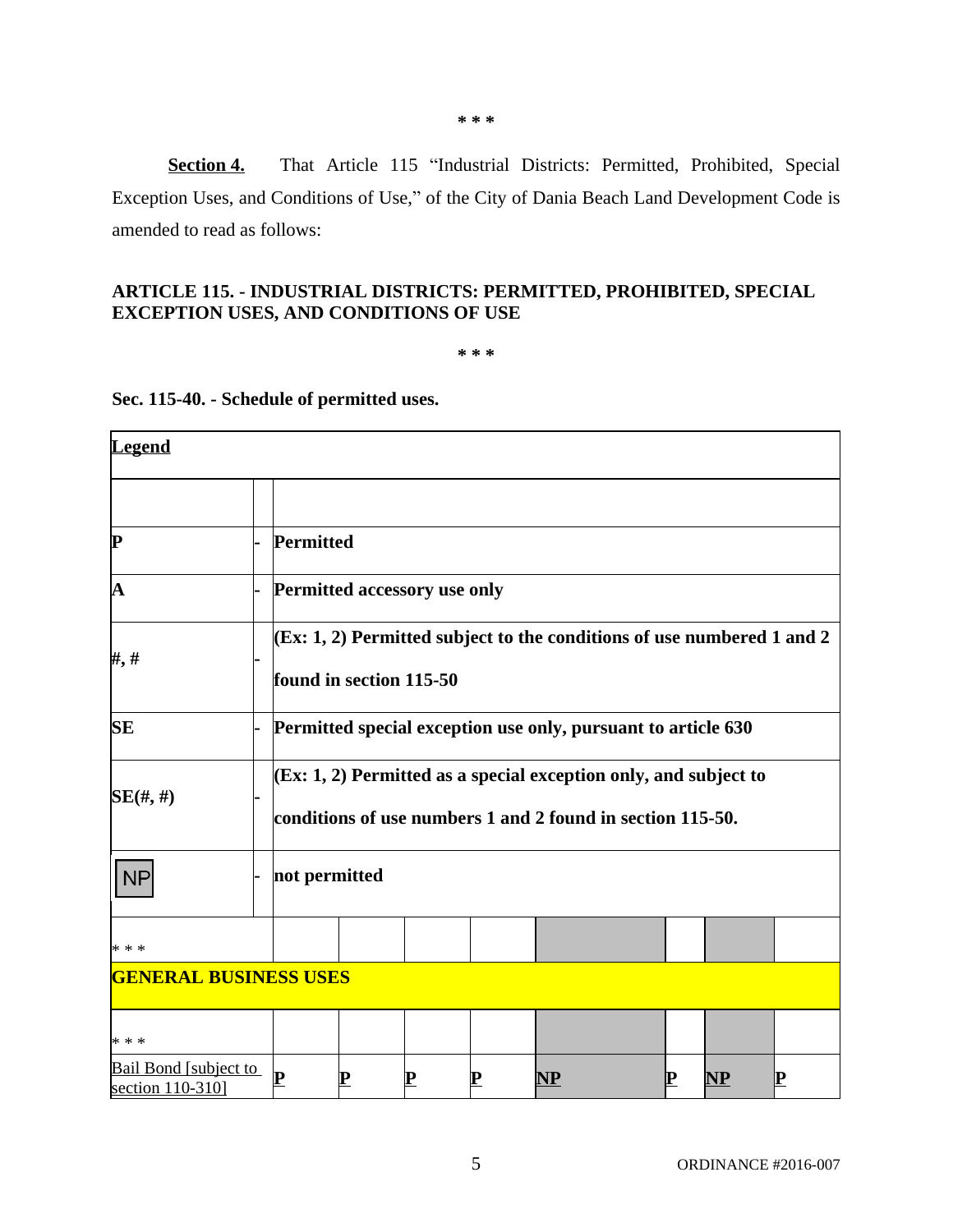\* \* \*

**Section 4.** That Article 115 "Industrial Districts: Permitted, Prohibited, Special Exception Uses, and Conditions of Use," of the City of Dania Beach Land Development Code is amended to read as follows:

**ARTICLE 115. - INDUSTRIAL DISTRICTS: PERMITTED, PROHIBITED, SPECIAL EXCEPTION USES, AND CONDITIONS OF USE**

\* \* \*

**Sec. 115-40. - Schedule of permitted uses.**

| **Legend** | | |
|---|---|---|
| | | |
| **P** | - | **Permitted** |
| **A** | - | **Permitted accessory use only** |
| **#, #** | - | **(Ex: 1, 2) Permitted subject to the conditions of use numbered 1 and 2 found in section 115-50** |
| **SE** | - | **Permitted special exception use only, pursuant to article 630** |
| **SE(#, #)** | - | **(Ex: 1, 2) Permitted as a special exception only, and subject to conditions of use numbers 1 and 2 found in section 115-50.** |
| NP | - | **not permitted** |

| | | | | | | | | |
|---|---|---|---|---|---|---|---|---|
| \* \* \* | | | | | | | | |
| **GENERAL BUSINESS USES** | | | | | | | | |
| \* \* \* | | | | | | | | |
| <u>Bail Bond [subject to section 110-310]</u> | <u>**P**</u> | <u>**P**</u> | <u>**P**</u> | <u>**P**</u> | <u>**NP**</u> | <u>**P**</u> | <u>**NP**</u> | <u>**P**</u> |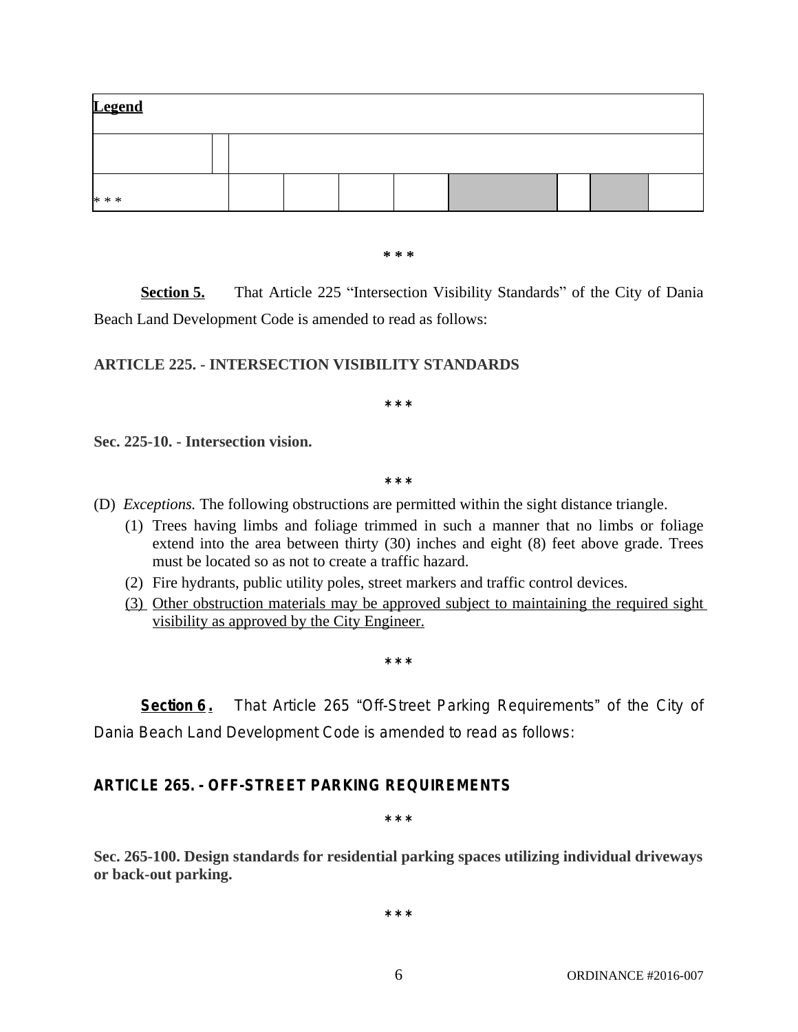| **Legend** | | | | | | | | | | |
|---|---|---|---|---|---|---|---|---|---|---|
| | | | | | | | | | | |
| * * * | | | | | | | | | | |

* * *

**Section 5.** That Article 225 "Intersection Visibility Standards" of the City of Dania Beach Land Development Code is amended to read as follows:

**ARTICLE 225. - INTERSECTION VISIBILITY STANDARDS**

* * *

**Sec. 225-10. - Intersection vision.**

* * *

(D) *Exceptions.* The following obstructions are permitted within the sight distance triangle.

(1) Trees having limbs and foliage trimmed in such a manner that no limbs or foliage extend into the area between thirty (30) inches and eight (8) feet above grade. Trees must be located so as not to create a traffic hazard.

(2) Fire hydrants, public utility poles, street markers and traffic control devices.

<u>(3) Other obstruction materials may be approved subject to maintaining the required sight visibility as approved by the City Engineer.</u>

* * *

**Section 6.** That Article 265 "Off-Street Parking Requirements" of the City of Dania Beach Land Development Code is amended to read as follows:

**ARTICLE 265. - OFF-STREET PARKING REQUIREMENTS**

* * *

**Sec. 265-100. Design standards for residential parking spaces utilizing individual driveways or back-out parking.**

* * *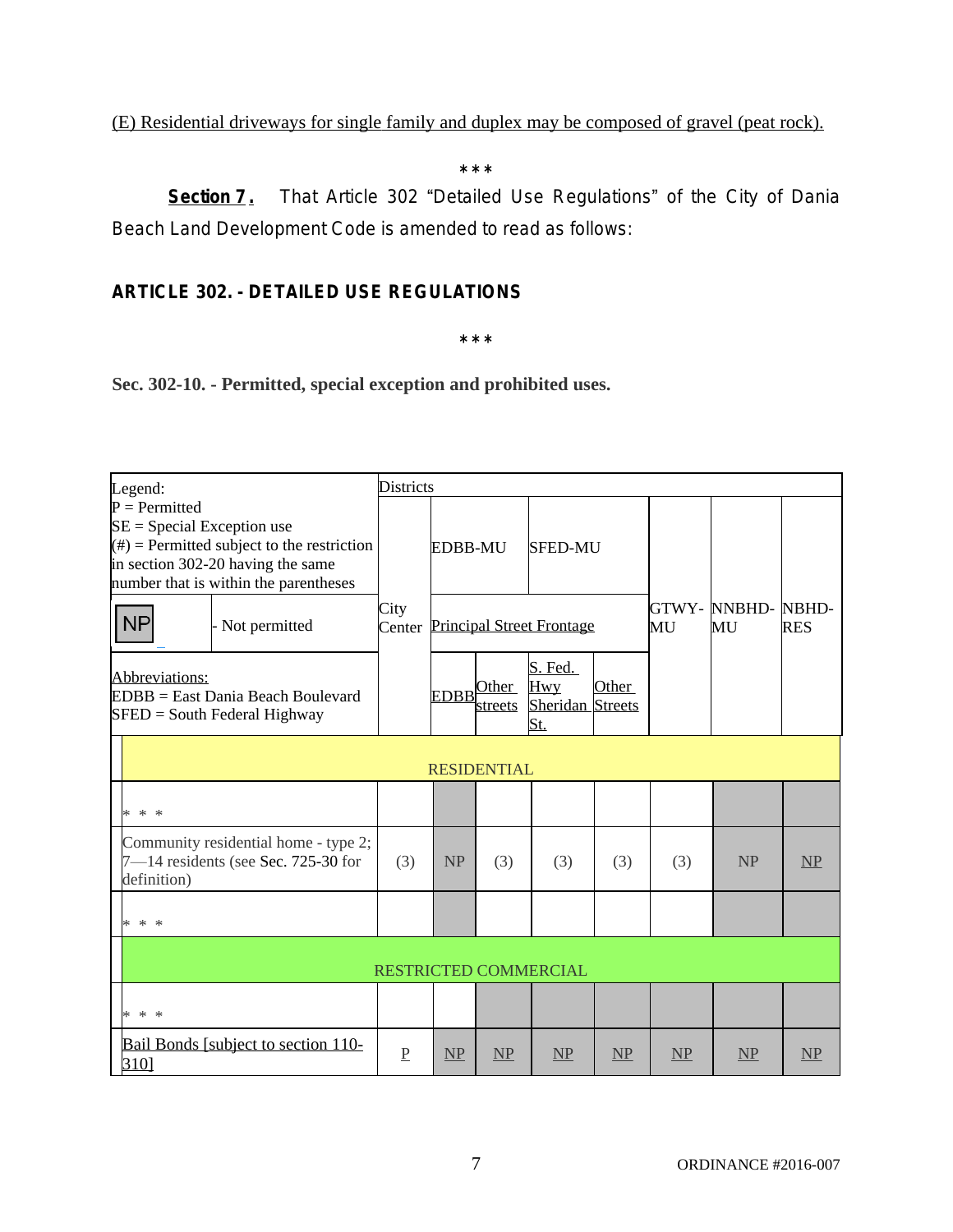(E) Residential driveways for single family and duplex may be composed of gravel (peat rock).

\*\*\*

**Section 7.** That Article 302 "Detailed Use Regulations" of the City of Dania Beach Land Development Code is amended to read as follows:

## ARTICLE 302. - DETAILED USE REGULATIONS

\*\*\*

### Sec. 302-10. - Permitted, special exception and prohibited uses.

| Legend: P = Permitted; SE = Special Exception use; (#) = Permitted subject to the restriction in section 302-20 having the same number that is within the parentheses; NP - Not permitted; Abbreviations: EDBB = East Dania Beach Boulevard; SFED = South Federal Highway | Districts | | | | | | | |
|---|---|---|---|---|---|---|---|---|
| | City Center | EDBB-MU | | SFED-MU | | GTWY-MU | NNBHD-MU | NBHD-RES |
| | | Principal Street Frontage | | | | | | |
| | | EDBB | Other streets | S. Fed. Hwy Sheridan St. | Other Streets | | | |
| RESIDENTIAL | | | | | | | | |
| * * * | | | | | | | | |
| Community residential home - type 2; 7—14 residents (see Sec. 725-30 for definition) | (3) | NP | (3) | (3) | (3) | (3) | NP | NP |
| * * * | | | | | | | | |
| RESTRICTED COMMERCIAL | | | | | | | | |
| * * * | | | | | | | | |
| Bail Bonds [subject to section 110-310] | P | NP | NP | NP | NP | NP | NP | NP |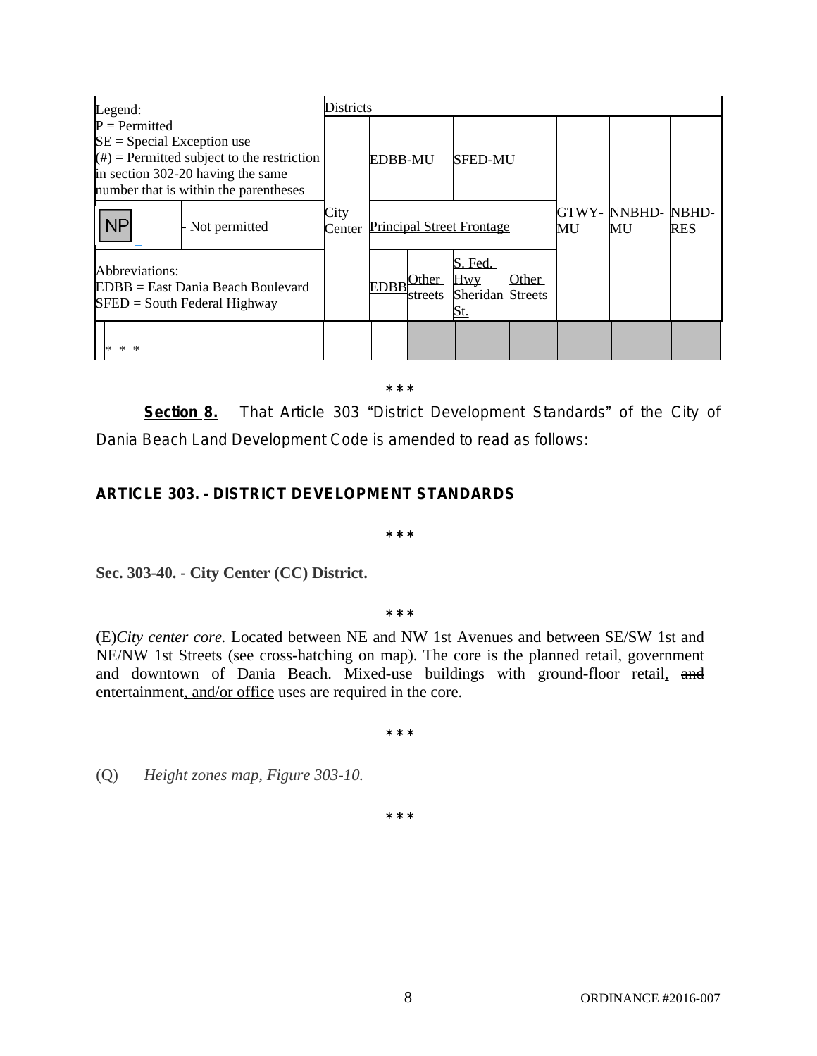| Legend:<br>P = Permitted<br>SE = Special Exception use<br>(#) = Permitted subject to the restriction in section 302-20 having the same number that is within the parentheses | | Districts | | | | | | | |
|---|---|---|---|---|---|---|---|---|---|
| | | City Center | EDBB-MU | | SFED-MU | | GTWY-MU | NNBHD-MU | NBHD-RES |
| NP | - Not permitted | | Principal Street Frontage | | | | | | |
| Abbreviations:<br>EDBB = East Dania Beach Boulevard<br>SFED = South Federal Highway | | | EDBB | Other streets | S. Fed. Hwy Sheridan St. | Other Streets | | | |
| * * * | | | | | | | | | |

\* \* \*

**Section 8.** That Article 303 "District Development Standards" of the City of Dania Beach Land Development Code is amended to read as follows:

## ARTICLE 303. - DISTRICT DEVELOPMENT STANDARDS

\* \* \*

**Sec. 303-40. - City Center (CC) District.**

\* \* \*

(E) *City center core.* Located between NE and NW 1st Avenues and between SE/SW 1st and NE/NW 1st Streets (see cross-hatching on map). The core is the planned retail, government and downtown of Dania Beach. Mixed-use buildings with ground-floor retail, ~~and~~ entertainment, and/or office uses are required in the core.

\* \* \*

(Q) *Height zones map, Figure 303-10.*

\* \* \*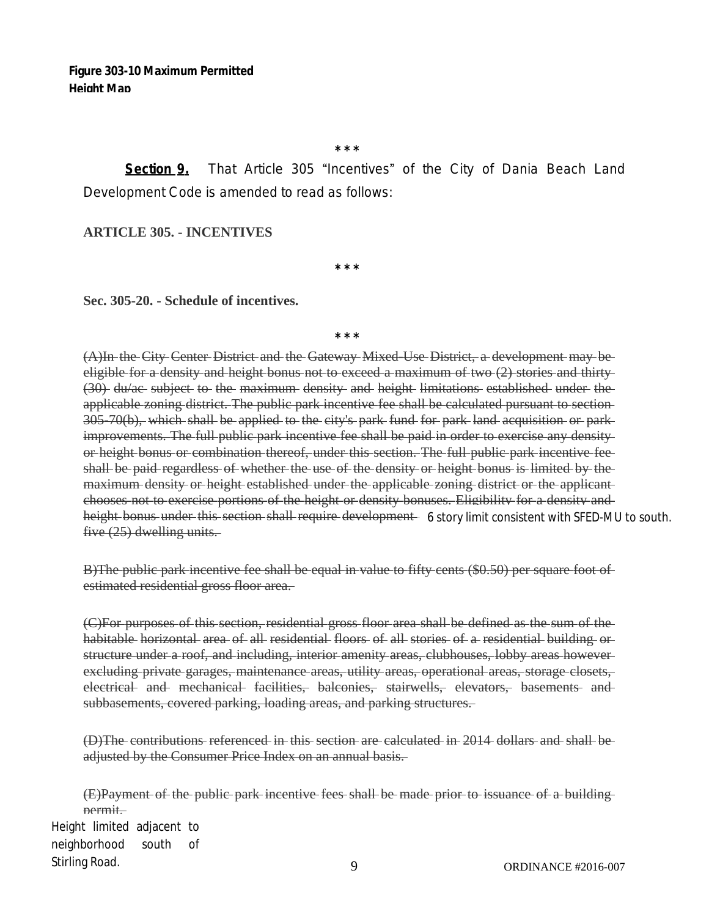**Figure 303-10 Maximum Permitted Height Map**

\* \* \*

**Section 9.** That Article 305 "Incentives" of the City of Dania Beach Land Development Code is amended to read as follows:

**ARTICLE 305. - INCENTIVES**

\* \* \*

**Sec. 305-20. - Schedule of incentives.**

\* \* \*

~~(A)In the City Center District and the Gateway Mixed-Use District, a development may be eligible for a density and height bonus not to exceed a maximum of two (2) stories and thirty (30) du/ac subject to the maximum density and height limitations established under the applicable zoning district. The public park incentive fee shall be calculated pursuant to section 305-70(b), which shall be applied to the city's park fund for park land acquisition or park improvements. The full public park incentive fee shall be paid in order to exercise any density or height bonus or combination thereof, under this section. The full public park incentive fee shall be paid regardless of whether the use of the density or height bonus is limited by the maximum density or height established under the applicable zoning district or the applicant chooses not to exercise portions of the height or density bonuses. Eligibility for a density and height bonus under this section shall require development~~ 6 story limit consistent with SFED-MU to south. ~~five (25) dwelling units.~~

~~B)The public park incentive fee shall be equal in value to fifty cents ($0.50) per square foot of estimated residential gross floor area.~~

~~(C)For purposes of this section, residential gross floor area shall be defined as the sum of the habitable horizontal area of all residential floors of all stories of a residential building or structure under a roof, and including, interior amenity areas, clubhouses, lobby areas however excluding private garages, maintenance areas, utility areas, operational areas, storage closets, electrical and mechanical facilities, balconies, stairwells, elevators, basements and subbasements, covered parking, loading areas, and parking structures.~~

~~(D)The contributions referenced in this section are calculated in 2014 dollars and shall be adjusted by the Consumer Price Index on an annual basis.~~

~~(E)Payment of the public park incentive fees shall be made prior to issuance of a building permit.~~

Height limited adjacent to neighborhood south of Stirling Road.

ORDINANCE #2016-007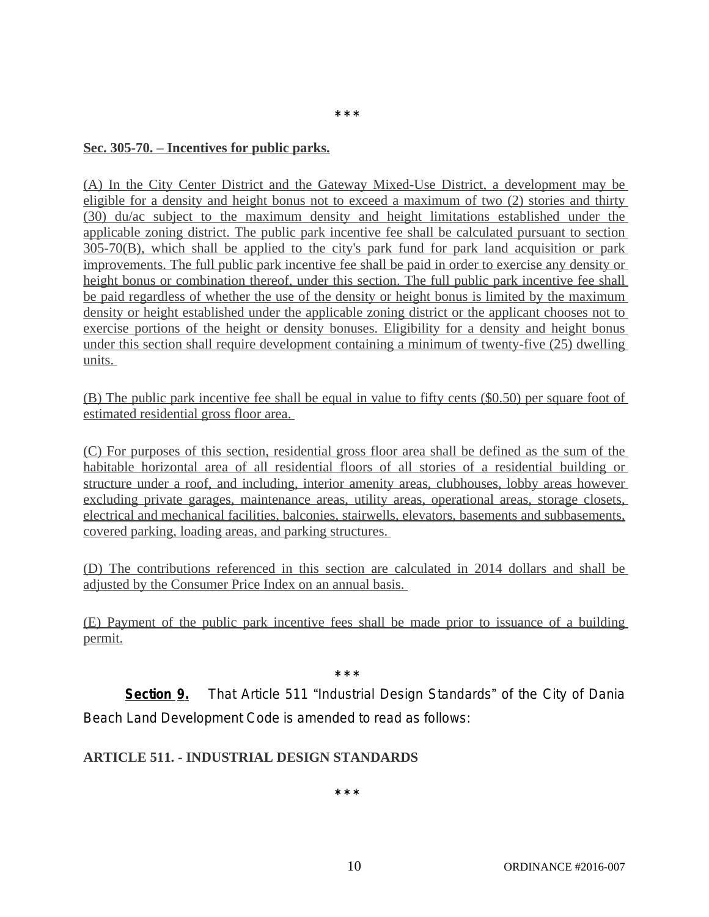\*\*\*

**Sec. 305-70. – Incentives for public parks.**

(A) In the City Center District and the Gateway Mixed-Use District, a development may be eligible for a density and height bonus not to exceed a maximum of two (2) stories and thirty (30) du/ac subject to the maximum density and height limitations established under the applicable zoning district. The public park incentive fee shall be calculated pursuant to section 305-70(B), which shall be applied to the city's park fund for park land acquisition or park improvements. The full public park incentive fee shall be paid in order to exercise any density or height bonus or combination thereof, under this section. The full public park incentive fee shall be paid regardless of whether the use of the density or height bonus is limited by the maximum density or height established under the applicable zoning district or the applicant chooses not to exercise portions of the height or density bonuses. Eligibility for a density and height bonus under this section shall require development containing a minimum of twenty-five (25) dwelling units.

(B) The public park incentive fee shall be equal in value to fifty cents ($0.50) per square foot of estimated residential gross floor area.

(C) For purposes of this section, residential gross floor area shall be defined as the sum of the habitable horizontal area of all residential floors of all stories of a residential building or structure under a roof, and including, interior amenity areas, clubhouses, lobby areas however excluding private garages, maintenance areas, utility areas, operational areas, storage closets, electrical and mechanical facilities, balconies, stairwells, elevators, basements and subbasements, covered parking, loading areas, and parking structures.

(D) The contributions referenced in this section are calculated in 2014 dollars and shall be adjusted by the Consumer Price Index on an annual basis.

(E) Payment of the public park incentive fees shall be made prior to issuance of a building permit.

\*\*\*

***Section 9.*** *That Article 511 "Industrial Design Standards" of the City of Dania Beach Land Development Code is amended to read as follows:*

**ARTICLE 511. - INDUSTRIAL DESIGN STANDARDS**

\*\*\*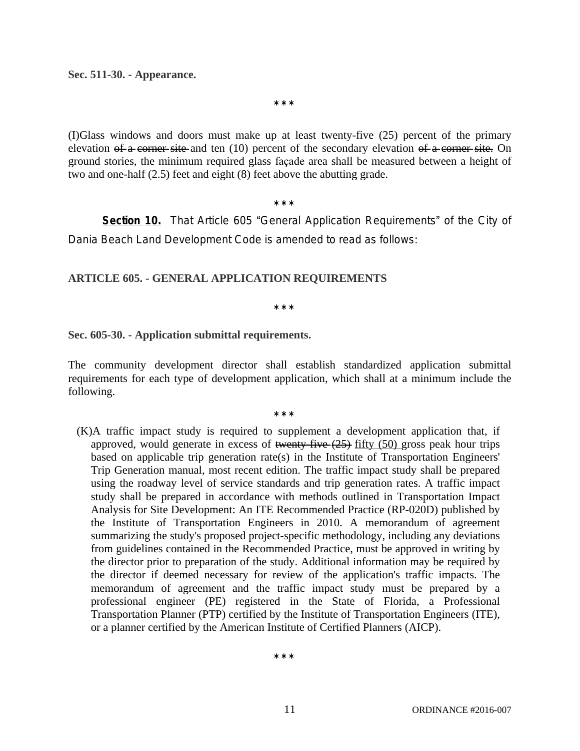**Sec. 511-30. - Appearance.**

\* \* \*

(I)Glass windows and doors must make up at least twenty-five (25) percent of the primary elevation ~~of a corner site~~ and ten (10) percent of the secondary elevation ~~of a corner site.~~ On ground stories, the minimum required glass façade area shall be measured between a height of two and one-half (2.5) feet and eight (8) feet above the abutting grade.

\* \* \*

**Section 10.** That Article 605 "General Application Requirements" of the City of Dania Beach Land Development Code is amended to read as follows:

**ARTICLE 605. - GENERAL APPLICATION REQUIREMENTS**

\* \* \*

**Sec. 605-30. - Application submittal requirements.**

The community development director shall establish standardized application submittal requirements for each type of development application, which shall at a minimum include the following.

\* \* \*

(K)A traffic impact study is required to supplement a development application that, if approved, would generate in excess of ~~twenty-five (25)~~ <u>fifty (50)</u> gross peak hour trips based on applicable trip generation rate(s) in the Institute of Transportation Engineers' Trip Generation manual, most recent edition. The traffic impact study shall be prepared using the roadway level of service standards and trip generation rates. A traffic impact study shall be prepared in accordance with methods outlined in Transportation Impact Analysis for Site Development: An ITE Recommended Practice (RP-020D) published by the Institute of Transportation Engineers in 2010. A memorandum of agreement summarizing the study's proposed project-specific methodology, including any deviations from guidelines contained in the Recommended Practice, must be approved in writing by the director prior to preparation of the study. Additional information may be required by the director if deemed necessary for review of the application's traffic impacts. The memorandum of agreement and the traffic impact study must be prepared by a professional engineer (PE) registered in the State of Florida, a Professional Transportation Planner (PTP) certified by the Institute of Transportation Engineers (ITE), or a planner certified by the American Institute of Certified Planners (AICP).

\* \* \*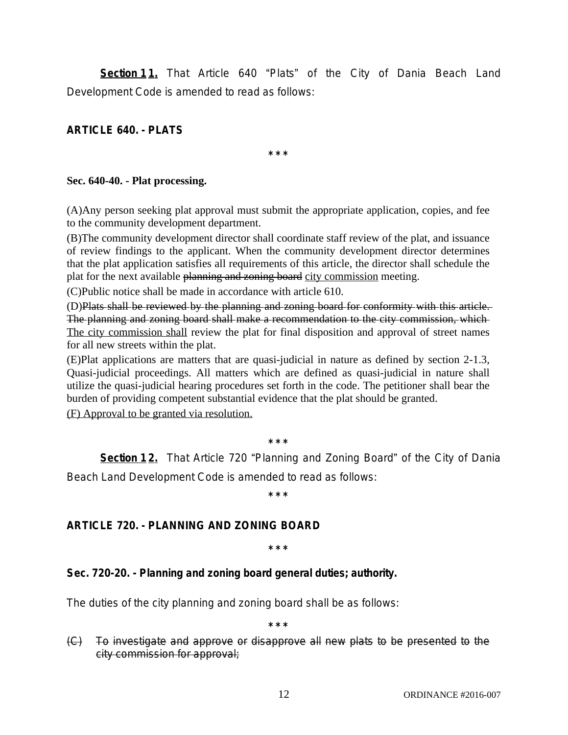**Section 1<u>1.</u>** That Article 640 "Plats" of the City of Dania Beach Land Development Code is amended to read as follows:

**ARTICLE 640. - PLATS**

\* \* \*

**Sec. 640-40. - Plat processing.**

(A)Any person seeking plat approval must submit the appropriate application, copies, and fee to the community development department.

(B)The community development director shall coordinate staff review of the plat, and issuance of review findings to the applicant. When the community development director determines that the plat application satisfies all requirements of this article, the director shall schedule the plat for the next available ~~planning and zoning board~~ <u>city commission</u> meeting.

(C)Public notice shall be made in accordance with article 610.

(D)~~Plats shall be reviewed by the planning and zoning board for conformity with this article. The planning and zoning board shall make a recommendation to the city commission, which~~ <u>The city commission shall</u> review the plat for final disposition and approval of street names for all new streets within the plat.

(E)Plat applications are matters that are quasi-judicial in nature as defined by section 2-1.3, Quasi-judicial proceedings. All matters which are defined as quasi-judicial in nature shall utilize the quasi-judicial hearing procedures set forth in the code. The petitioner shall bear the burden of providing competent substantial evidence that the plat should be granted.

<u>(F) Approval to be granted via resolution.</u>

\* \* \*

**Section 1<u>2.</u>** That Article 720 "Planning and Zoning Board" of the City of Dania Beach Land Development Code is amended to read as follows:

\* \* \*

**ARTICLE 720. - PLANNING AND ZONING BOARD**

\* \* \*

**Sec. 720-20. - Planning and zoning board general duties; authority.**

The duties of the city planning and zoning board shall be as follows:

\* \* \*

~~(C) To investigate and approve or disapprove all new plats to be presented to the city commission for approval;~~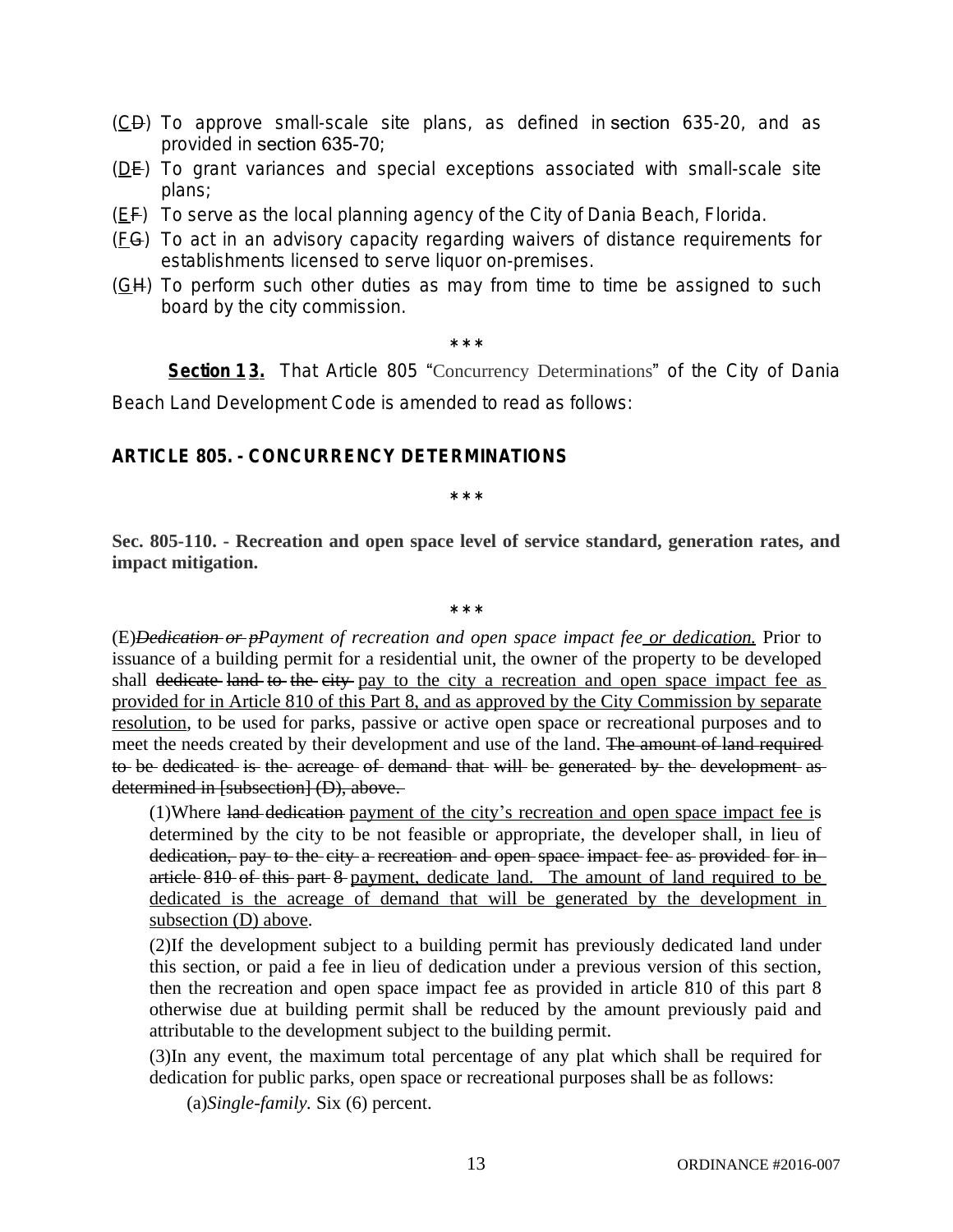(C~~D~~) To approve small-scale site plans, as defined in section 635-20, and as provided in section 635-70;

(D~~E~~) To grant variances and special exceptions associated with small-scale site plans;

(E~~F~~) To serve as the local planning agency of the City of Dania Beach, Florida.

(F~~G~~) To act in an advisory capacity regarding waivers of distance requirements for establishments licensed to serve liquor on-premises.

(G~~H~~) To perform such other duties as may from time to time be assigned to such board by the city commission.

\*\*\*

**Section 1~~3~~.** That Article 805 "Concurrency Determinations" of the City of Dania Beach Land Development Code is amended to read as follows:

**ARTICLE 805. - CONCURRENCY DETERMINATIONS**

\*\*\*

**Sec. 805-110. - Recreation and open space level of service standard, generation rates, and impact mitigation.**

\*\*\*

(E)~~*Dedication or p*~~*Payment of recreation and open space impact fee or dedication.* Prior to issuance of a building permit for a residential unit, the owner of the property to be developed shall ~~dedicate land to the city~~ pay to the city a recreation and open space impact fee as provided for in Article 810 of this Part 8, and as approved by the City Commission by separate resolution, to be used for parks, passive or active open space or recreational purposes and to meet the needs created by their development and use of the land. ~~The amount of land required to be dedicated is the acreage of demand that will be generated by the development as determined in [subsection] (D), above.~~

(1)Where ~~land dedication~~ payment of the city's recreation and open space impact fee is determined by the city to be not feasible or appropriate, the developer shall, in lieu of ~~dedication, pay to the city a recreation and open space impact fee as provided for in article 810 of this part 8~~ payment, dedicate land. The amount of land required to be dedicated is the acreage of demand that will be generated by the development in subsection (D) above.

(2)If the development subject to a building permit has previously dedicated land under this section, or paid a fee in lieu of dedication under a previous version of this section, then the recreation and open space impact fee as provided in article 810 of this part 8 otherwise due at building permit shall be reduced by the amount previously paid and attributable to the development subject to the building permit.

(3)In any event, the maximum total percentage of any plat which shall be required for dedication for public parks, open space or recreational purposes shall be as follows:

(a)*Single-family.* Six (6) percent.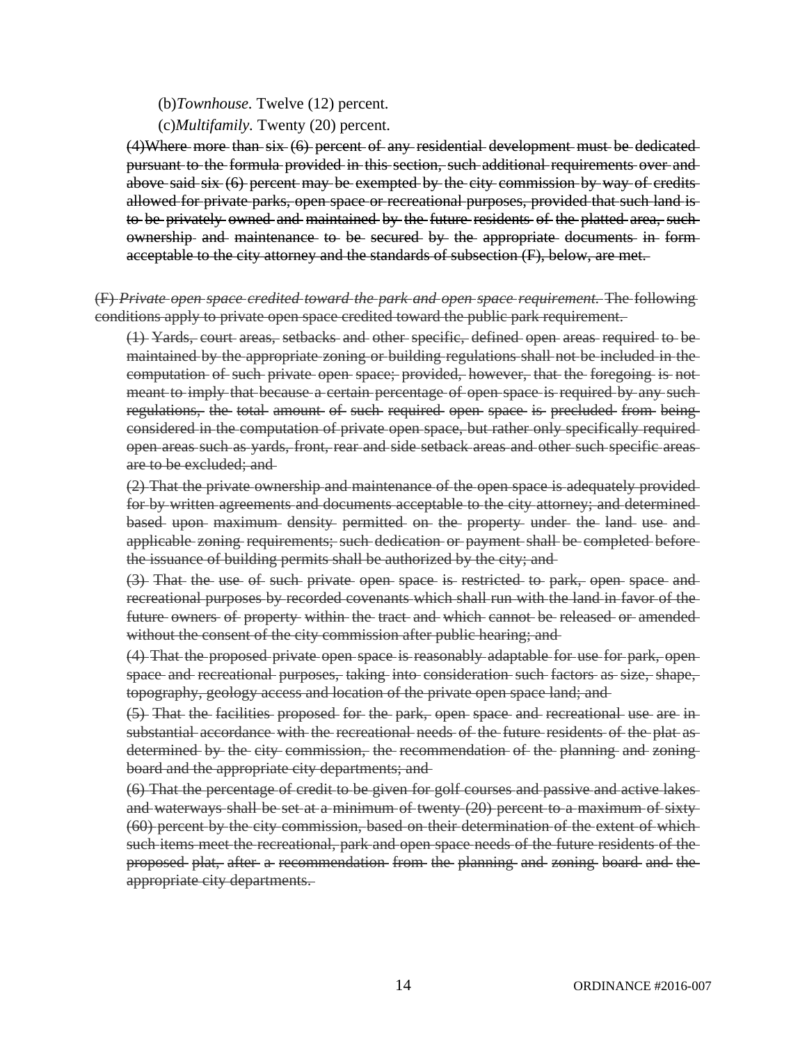(b)*Townhouse.* Twelve (12) percent.

(c)*Multifamily.* Twenty (20) percent.

~~(4)Where more than six (6) percent of any residential development must be dedicated pursuant to the formula provided in this section, such additional requirements over and above said six (6) percent may be exempted by the city commission by way of credits allowed for private parks, open space or recreational purposes, provided that such land is to be privately owned and maintained by the future residents of the platted area, such ownership and maintenance to be secured by the appropriate documents in form acceptable to the city attorney and the standards of subsection (F), below, are met.~~

~~(F) *Private open space credited toward the park and open space requirement.* The following conditions apply to private open space credited toward the public park requirement.~~

~~(1) Yards, court areas, setbacks and other specific, defined open areas required to be maintained by the appropriate zoning or building regulations shall not be included in the computation of such private open space; provided, however, that the foregoing is not meant to imply that because a certain percentage of open space is required by any such regulations, the total amount of such required open space is precluded from being considered in the computation of private open space, but rather only specifically required open areas such as yards, front, rear and side setback areas and other such specific areas are to be excluded; and~~

~~(2) That the private ownership and maintenance of the open space is adequately provided for by written agreements and documents acceptable to the city attorney; and determined based upon maximum density permitted on the property under the land use and applicable zoning requirements; such dedication or payment shall be completed before the issuance of building permits shall be authorized by the city; and~~

~~(3) That the use of such private open space is restricted to park, open space and recreational purposes by recorded covenants which shall run with the land in favor of the future owners of property within the tract and which cannot be released or amended without the consent of the city commission after public hearing; and~~

~~(4) That the proposed private open space is reasonably adaptable for use for park, open space and recreational purposes, taking into consideration such factors as size, shape, topography, geology access and location of the private open space land; and~~

~~(5) That the facilities proposed for the park, open space and recreational use are in substantial accordance with the recreational needs of the future residents of the plat as determined by the city commission, the recommendation of the planning and zoning board and the appropriate city departments; and~~

~~(6) That the percentage of credit to be given for golf courses and passive and active lakes and waterways shall be set at a minimum of twenty (20) percent to a maximum of sixty (60) percent by the city commission, based on their determination of the extent of which such items meet the recreational, park and open space needs of the future residents of the proposed plat, after a recommendation from the planning and zoning board and the appropriate city departments.~~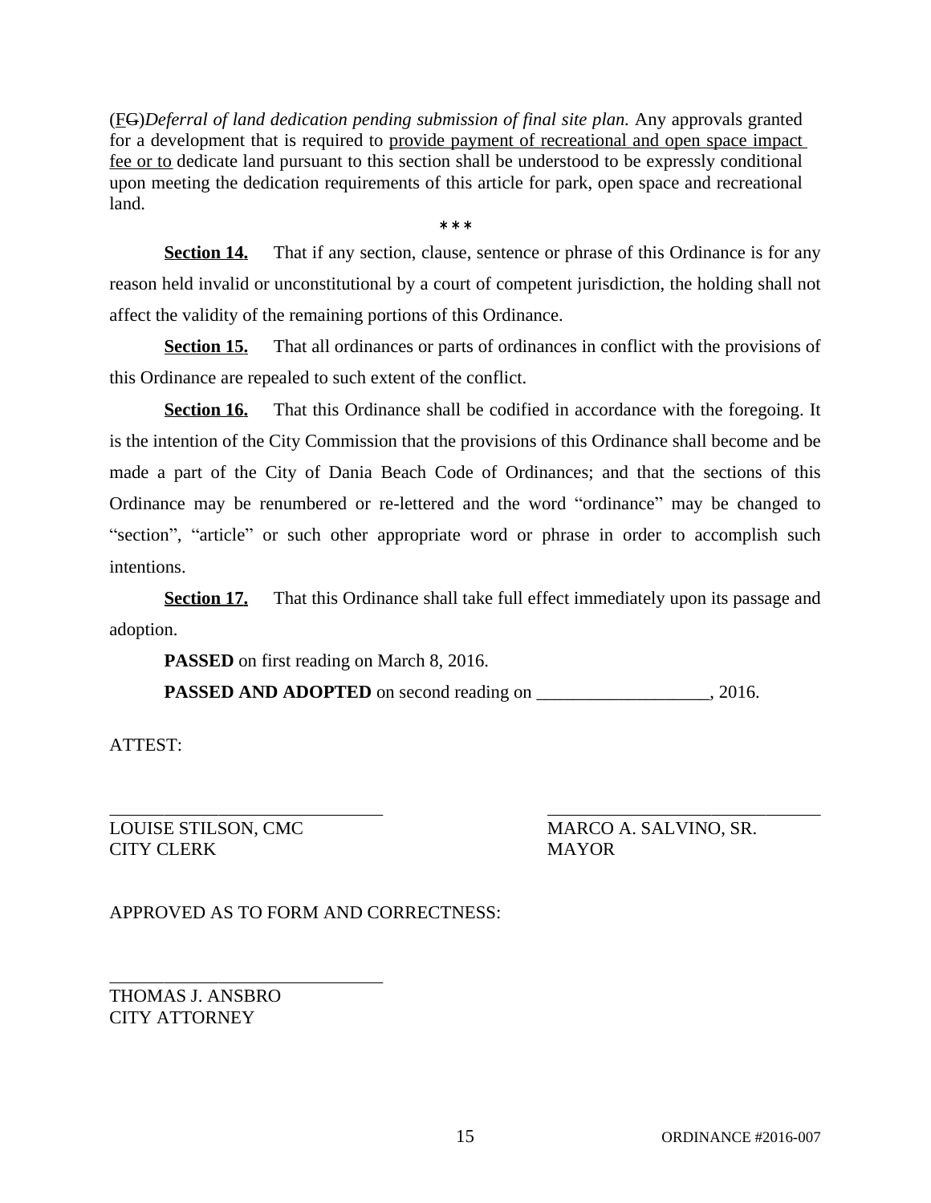(<u>F</u>~~G~~)*Deferral of land dedication pending submission of final site plan.* Any approvals granted for a development that is required to <u>provide payment of recreational and open space impact fee or to</u> dedicate land pursuant to this section shall be understood to be expressly conditional upon meeting the dedication requirements of this article for park, open space and recreational land.

\*\*\*

**<u>Section 14.</u>** That if any section, clause, sentence or phrase of this Ordinance is for any reason held invalid or unconstitutional by a court of competent jurisdiction, the holding shall not affect the validity of the remaining portions of this Ordinance.

**<u>Section 15.</u>** That all ordinances or parts of ordinances in conflict with the provisions of this Ordinance are repealed to such extent of the conflict.

**<u>Section 16.</u>** That this Ordinance shall be codified in accordance with the foregoing. It is the intention of the City Commission that the provisions of this Ordinance shall become and be made a part of the City of Dania Beach Code of Ordinances; and that the sections of this Ordinance may be renumbered or re-lettered and the word "ordinance" may be changed to "section", "article" or such other appropriate word or phrase in order to accomplish such intentions.

**<u>Section 17.</u>** That this Ordinance shall take full effect immediately upon its passage and adoption.

**PASSED** on first reading on March 8, 2016.

**PASSED AND ADOPTED** on second reading on ___________________, 2016.

ATTEST:

______________________________
LOUISE STILSON, CMC
CITY CLERK

______________________________
MARCO A. SALVINO, SR.
MAYOR

APPROVED AS TO FORM AND CORRECTNESS:

______________________________
THOMAS J. ANSBRO
CITY ATTORNEY